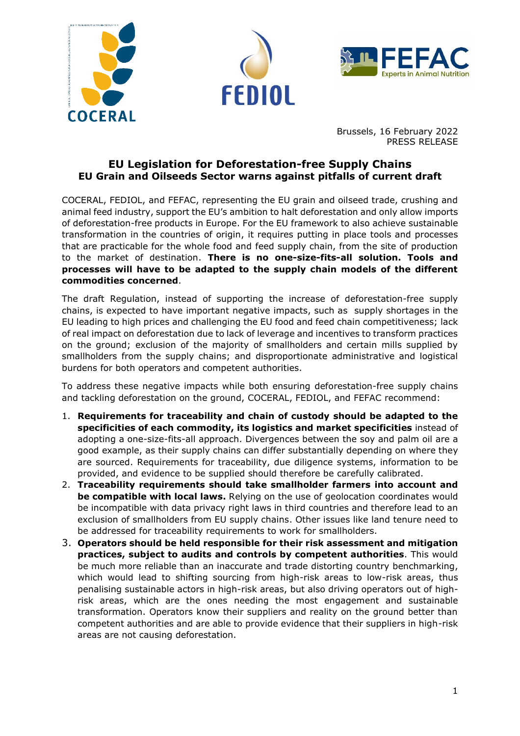Brussels, 16 February 2022
PRESS RELEASE

# EU Legislation for Deforestation-free Supply Chains
## EU Grain and Oilseeds Sector warns against pitfalls of current draft

COCERAL, FEDIOL, and FEFAC, representing the EU grain and oilseed trade, crushing and animal feed industry, support the EU's ambition to halt deforestation and only allow imports of deforestation-free products in Europe. For the EU framework to also achieve sustainable transformation in the countries of origin, it requires putting in place tools and processes that are practicable for the whole food and feed supply chain, from the site of production to the market of destination. **There is no one-size-fits-all solution. Tools and processes will have to be adapted to the supply chain models of the different commodities concerned**.

The draft Regulation, instead of supporting the increase of deforestation-free supply chains, is expected to have important negative impacts, such as supply shortages in the EU leading to high prices and challenging the EU food and feed chain competitiveness; lack of real impact on deforestation due to lack of leverage and incentives to transform practices on the ground; exclusion of the majority of smallholders and certain mills supplied by smallholders from the supply chains; and disproportionate administrative and logistical burdens for both operators and competent authorities.

To address these negative impacts while both ensuring deforestation-free supply chains and tackling deforestation on the ground, COCERAL, FEDIOL, and FEFAC recommend:

1. **Requirements for traceability and chain of custody should be adapted to the specificities of each commodity, its logistics and market specificities** instead of adopting a one-size-fits-all approach. Divergences between the soy and palm oil are a good example, as their supply chains can differ substantially depending on where they are sourced. Requirements for traceability, due diligence systems, information to be provided, and evidence to be supplied should therefore be carefully calibrated.
2. **Traceability requirements should take smallholder farmers into account and be compatible with local laws.** Relying on the use of geolocation coordinates would be incompatible with data privacy right laws in third countries and therefore lead to an exclusion of smallholders from EU supply chains. Other issues like land tenure need to be addressed for traceability requirements to work for smallholders.
3. **Operators should be held responsible for their risk assessment and mitigation practices, subject to audits and controls by competent authorities**. This would be much more reliable than an inaccurate and trade distorting country benchmarking, which would lead to shifting sourcing from high-risk areas to low-risk areas, thus penalising sustainable actors in high-risk areas, but also driving operators out of high-risk areas, which are the ones needing the most engagement and sustainable transformation. Operators know their suppliers and reality on the ground better than competent authorities and are able to provide evidence that their suppliers in high-risk areas are not causing deforestation.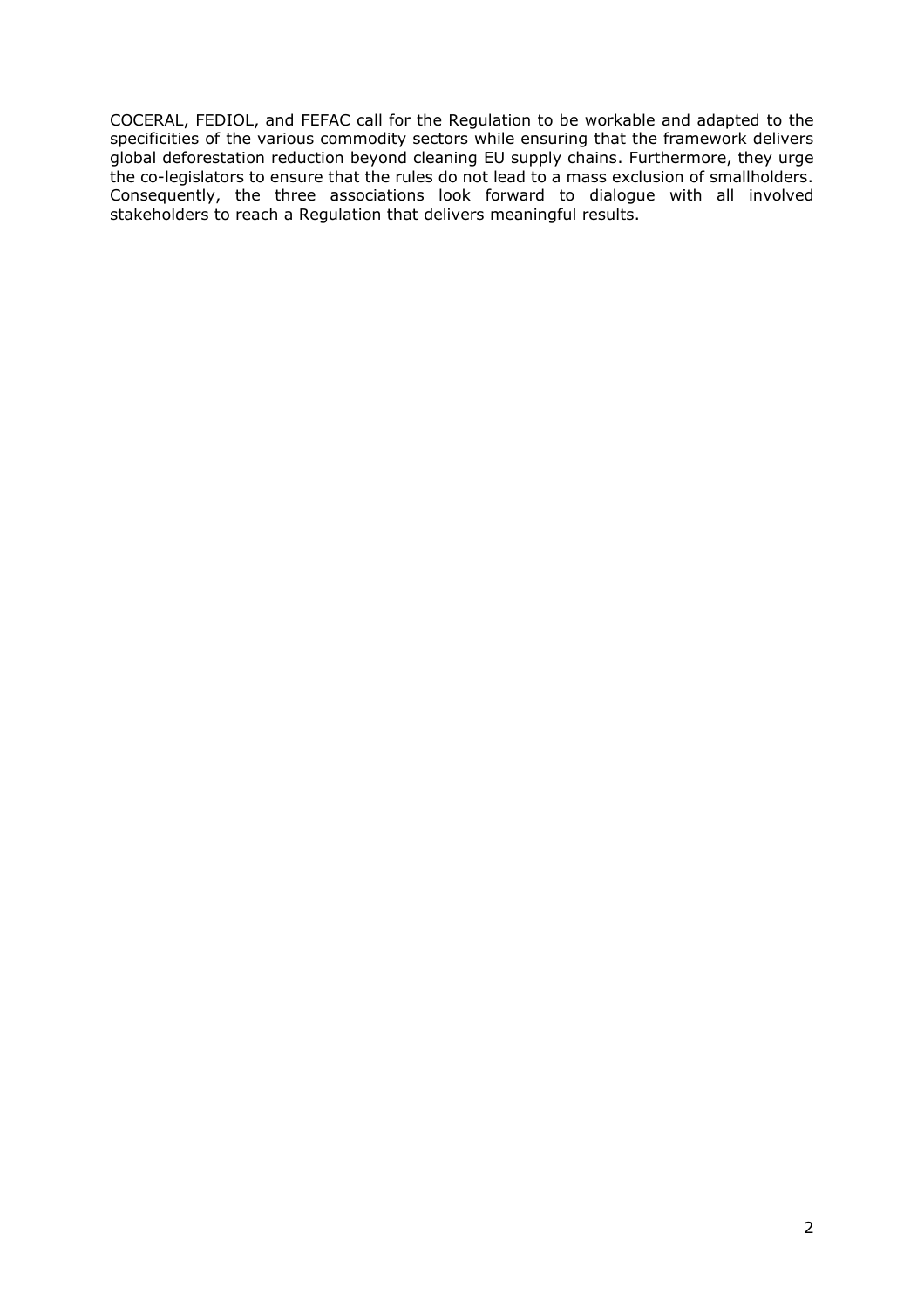COCERAL, FEDIOL, and FEFAC call for the Regulation to be workable and adapted to the specificities of the various commodity sectors while ensuring that the framework delivers global deforestation reduction beyond cleaning EU supply chains. Furthermore, they urge the co-legislators to ensure that the rules do not lead to a mass exclusion of smallholders. Consequently, the three associations look forward to dialogue with all involved stakeholders to reach a Regulation that delivers meaningful results.